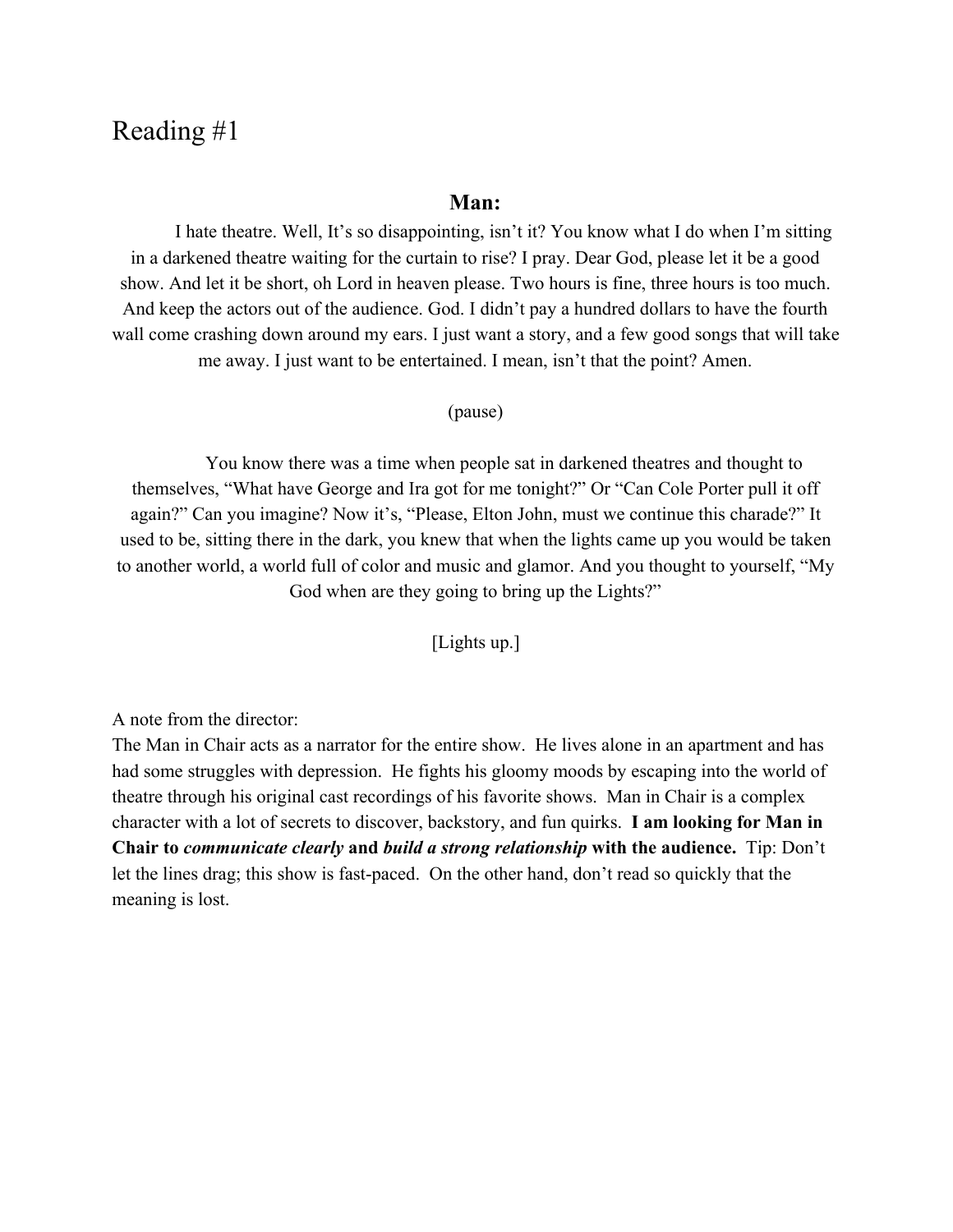# Reading #1

**Man:**

I hate theatre. Well, It's so disappointing, isn't it? You know what I do when I'm sitting in a darkened theatre waiting for the curtain to rise? I pray. Dear God, please let it be a good show. And let it be short, oh Lord in heaven please. Two hours is fine, three hours is too much. And keep the actors out of the audience. God. I didn't pay a hundred dollars to have the fourth wall come crashing down around my ears. I just want a story, and a few good songs that will take me away. I just want to be entertained. I mean, isn't that the point? Amen.

(pause)

You know there was a time when people sat in darkened theatres and thought to themselves, "What have George and Ira got for me tonight?" Or "Can Cole Porter pull it off again?" Can you imagine? Now it's, "Please, Elton John, must we continue this charade?" It used to be, sitting there in the dark, you knew that when the lights came up you would be taken to another world, a world full of color and music and glamor. And you thought to yourself, "My God when are they going to bring up the Lights?"

[Lights up.]

A note from the director:
The Man in Chair acts as a narrator for the entire show. He lives alone in an apartment and has had some struggles with depression. He fights his gloomy moods by escaping into the world of theatre through his original cast recordings of his favorite shows. Man in Chair is a complex character with a lot of secrets to discover, backstory, and fun quirks. **I am looking for Man in Chair to *communicate clearly* and *build a strong relationship* with the audience.** Tip: Don't let the lines drag; this show is fast-paced. On the other hand, don't read so quickly that the meaning is lost.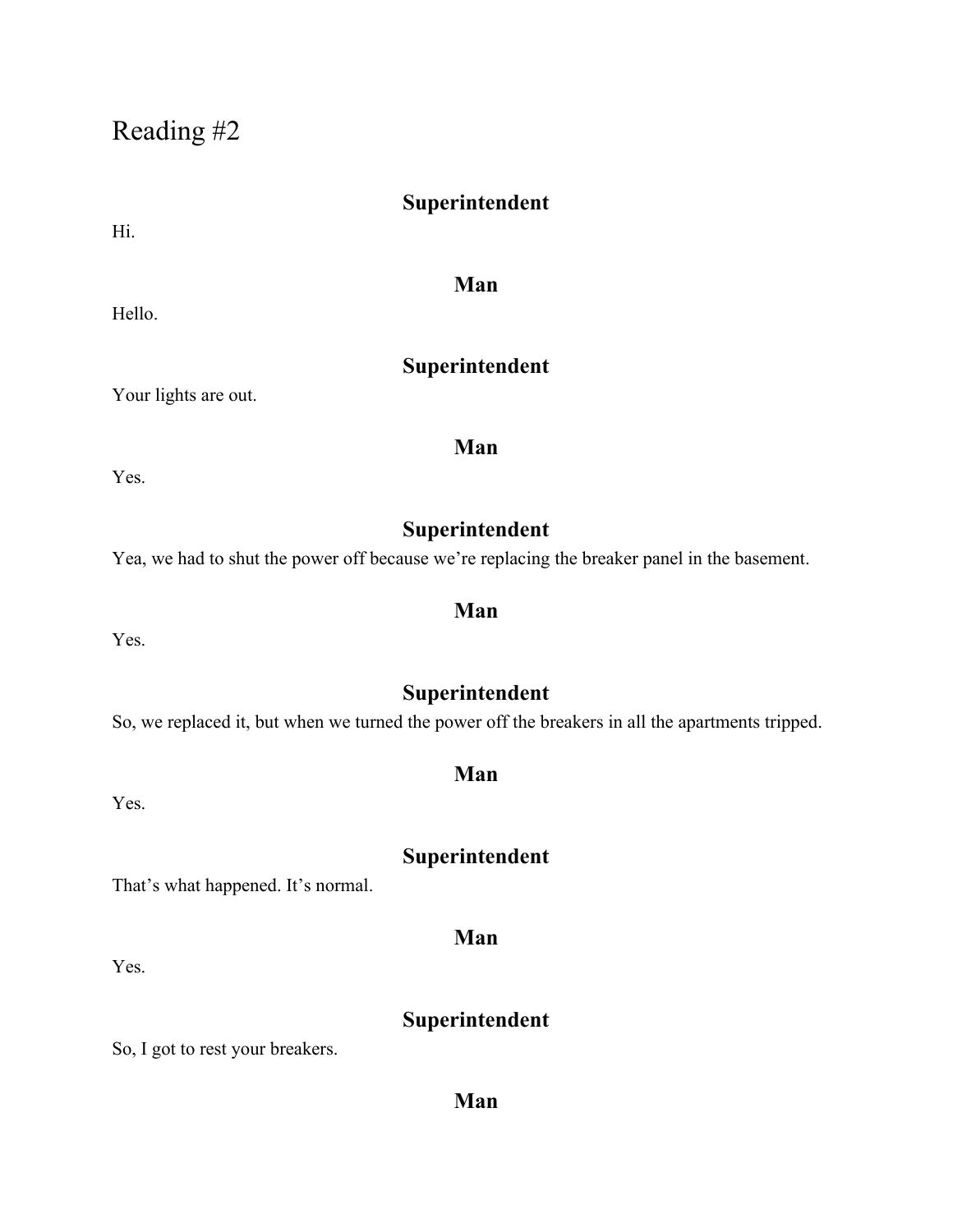# Reading #2

**Superintendent**

Hi.

**Man**

Hello.

**Superintendent**

Your lights are out.

**Man**

Yes.

**Superintendent**

Yea, we had to shut the power off because we're replacing the breaker panel in the basement.

**Man**

Yes.

**Superintendent**

So, we replaced it, but when we turned the power off the breakers in all the apartments tripped.

**Man**

Yes.

**Superintendent**

That's what happened. It's normal.

**Man**

Yes.

**Superintendent**

So, I got to rest your breakers.

**Man**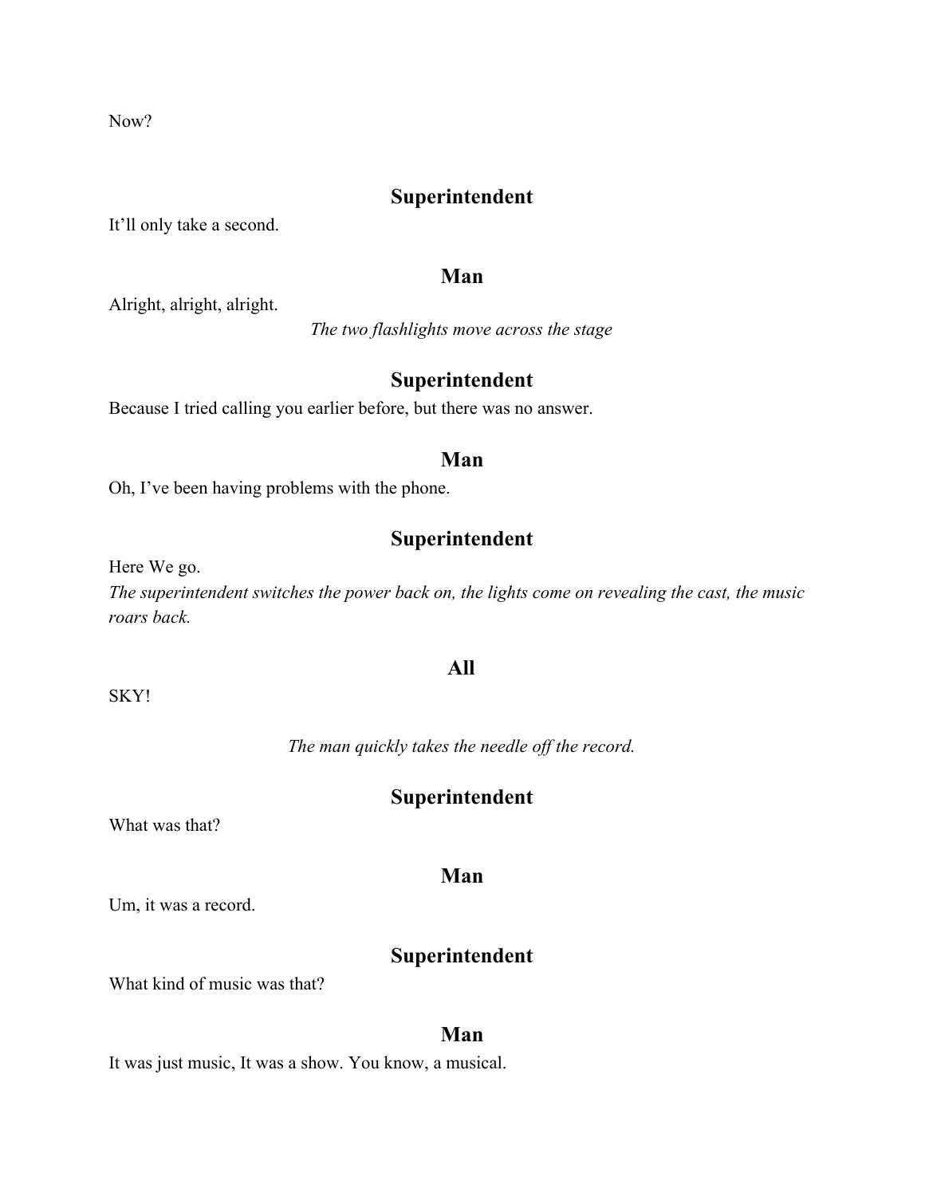Now?

**Superintendent**

It'll only take a second.

**Man**

Alright, alright, alright.

*The two flashlights move across the stage*

**Superintendent**

Because I tried calling you earlier before, but there was no answer.

**Man**

Oh, I've been having problems with the phone.

**Superintendent**

Here We go.

*The superintendent switches the power back on, the lights come on revealing the cast, the music roars back.*

**All**

SKY!

*The man quickly takes the needle off the record.*

**Superintendent**

What was that?

**Man**

Um, it was a record.

**Superintendent**

What kind of music was that?

**Man**

It was just music, It was a show. You know, a musical.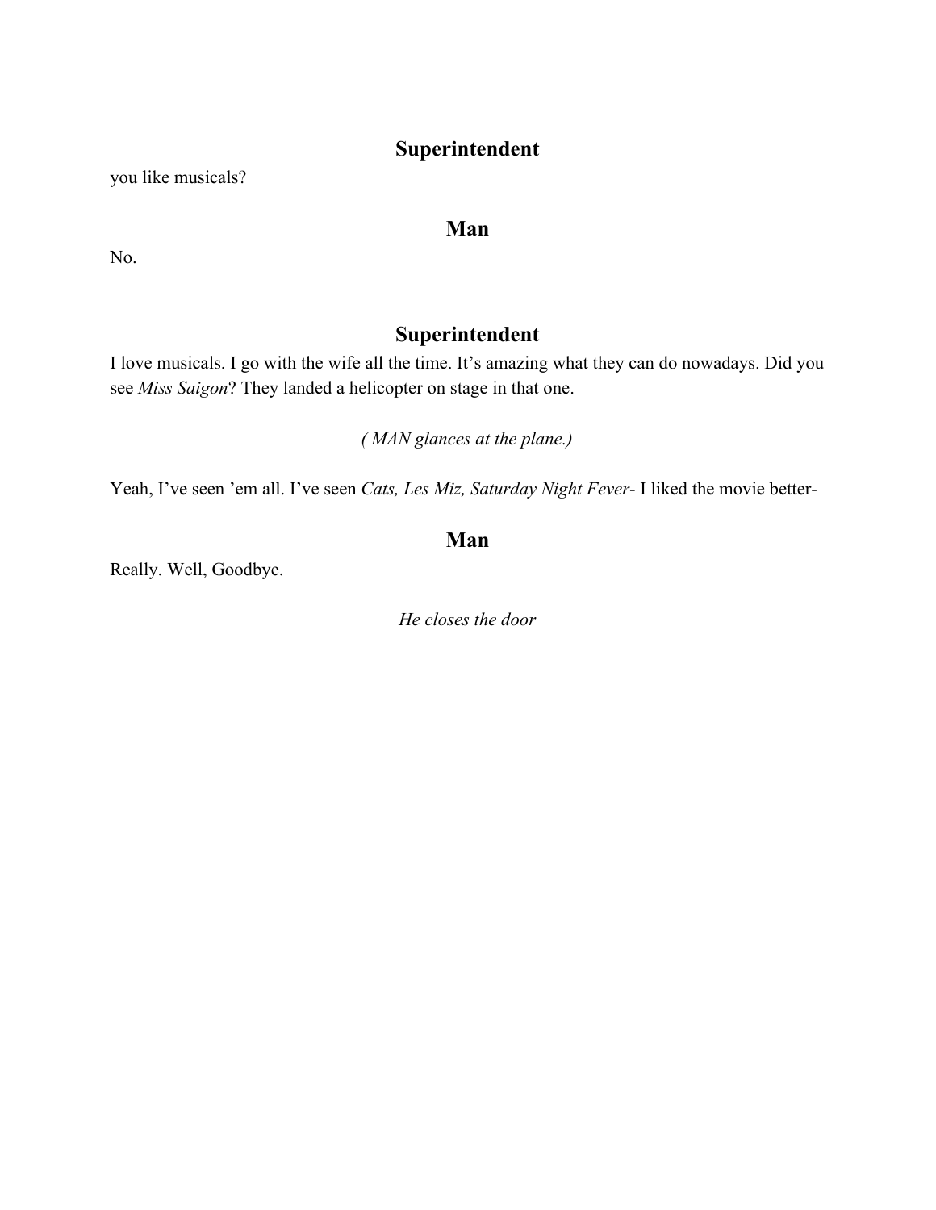### Superintendent

you like musicals?

### Man

No.

### Superintendent

I love musicals. I go with the wife all the time. It’s amazing what they can do nowadays. Did you see *Miss Saigon*? They landed a helicopter on stage in that one.

*( MAN glances at the plane.)*

Yeah, I’ve seen ’em all. I’ve seen *Cats, Les Miz, Saturday Night Fever*- I liked the movie better-

### Man

Really. Well, Goodbye.

*He closes the door*